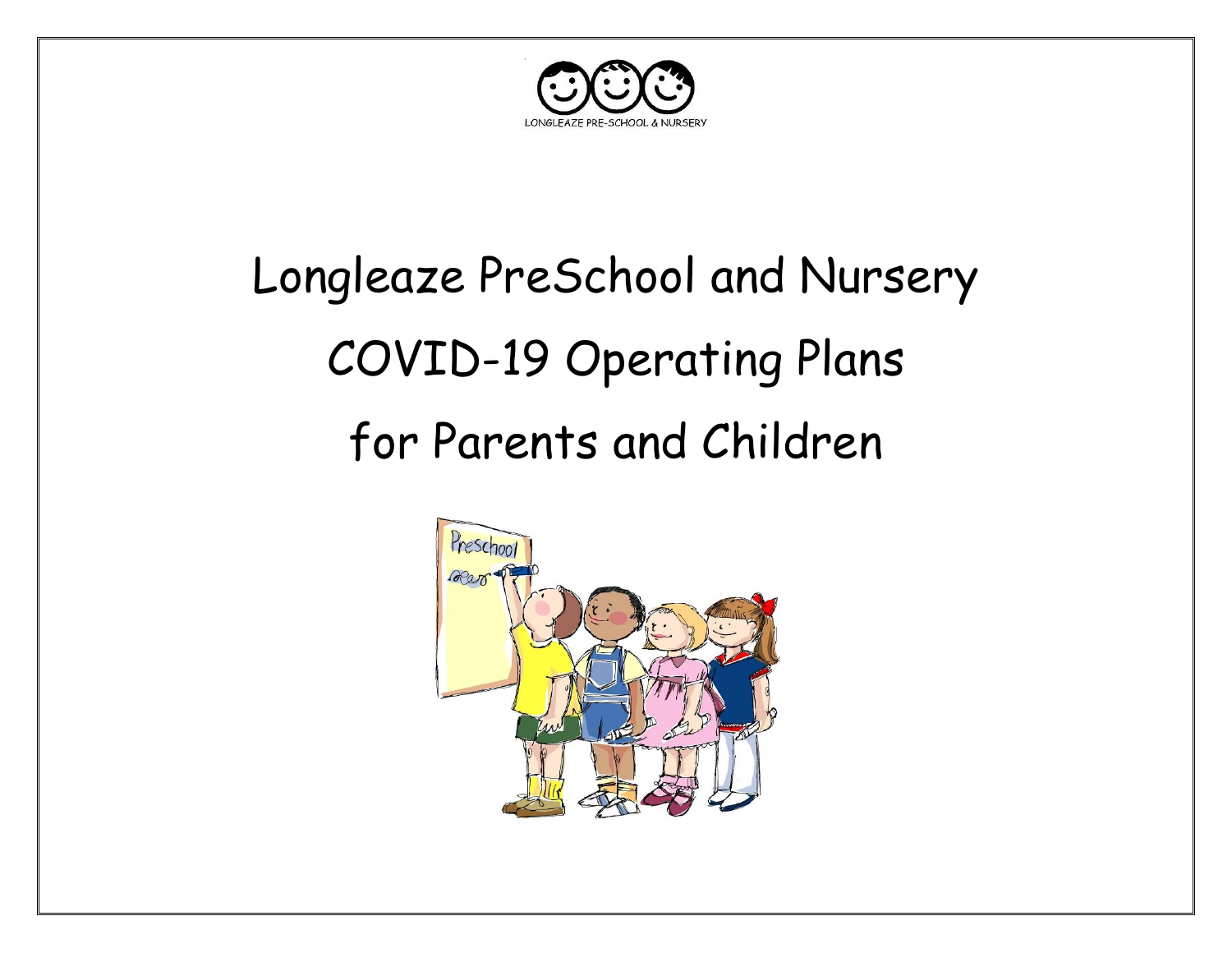LONGLEAZE PRE-SCHOOL & NURSERY

# Longleaze PreSchool and Nursery
# COVID-19 Operating Plans
# for Parents and Children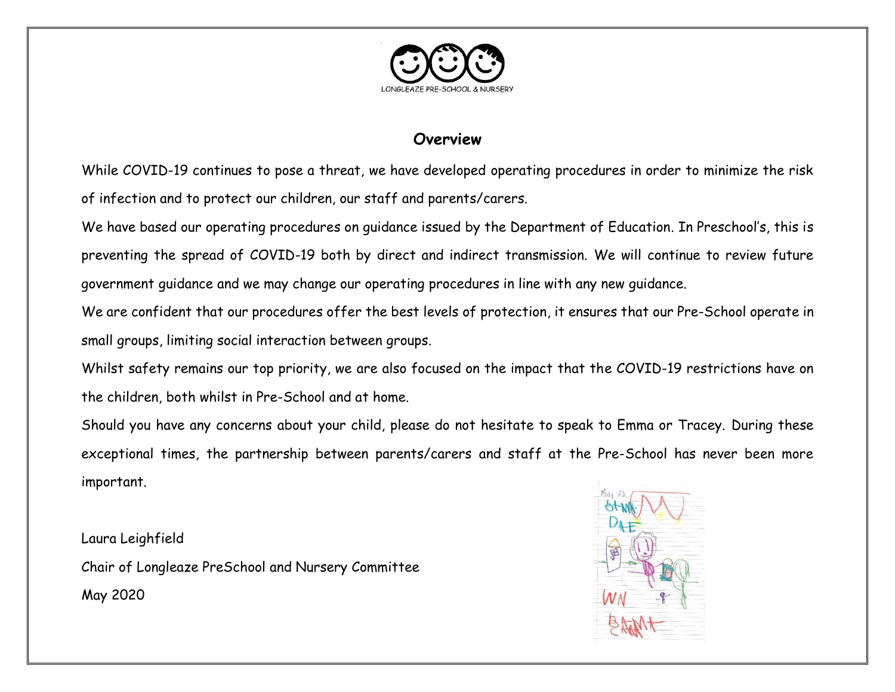LONGLEAZE PRE-SCHOOL & NURSERY

## Overview

While COVID-19 continues to pose a threat, we have developed operating procedures in order to minimize the risk of infection and to protect our children, our staff and parents/carers.

We have based our operating procedures on guidance issued by the Department of Education. In Preschool's, this is preventing the spread of COVID-19 both by direct and indirect transmission. We will continue to review future government guidance and we may change our operating procedures in line with any new guidance.

We are confident that our procedures offer the best levels of protection, it ensures that our Pre-School operate in small groups, limiting social interaction between groups.

Whilst safety remains our top priority, we are also focused on the impact that the COVID-19 restrictions have on the children, both whilst in Pre-School and at home.

Should you have any concerns about your child, please do not hesitate to speak to Emma or Tracey. During these exceptional times, the partnership between parents/carers and staff at the Pre-School has never been more important.

Laura Leighfield

Chair of Longleaze PreSchool and Nursery Committee

May 2020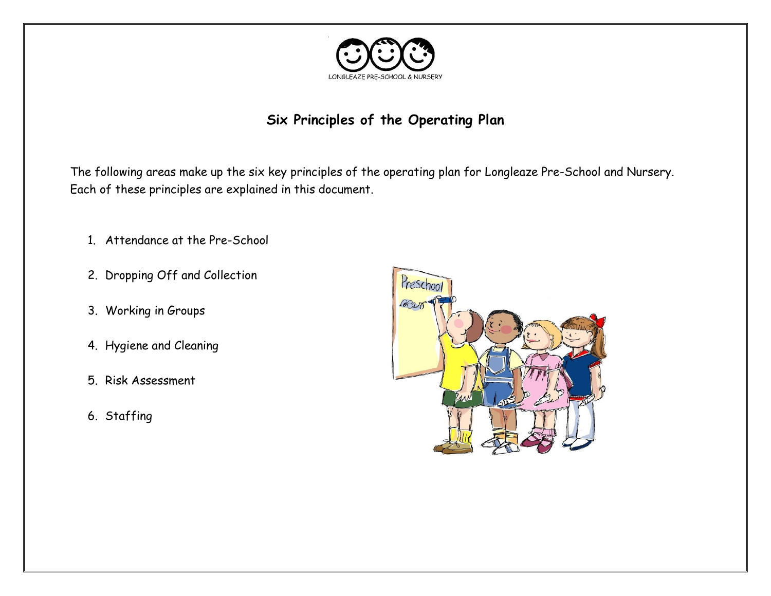LONGLEAZE PRE-SCHOOL & NURSERY

## Six Principles of the Operating Plan

The following areas make up the six key principles of the operating plan for Longleaze Pre-School and Nursery. Each of these principles are explained in this document.

1. Attendance at the Pre-School
2. Dropping Off and Collection
3. Working in Groups
4. Hygiene and Cleaning
5. Risk Assessment
6. Staffing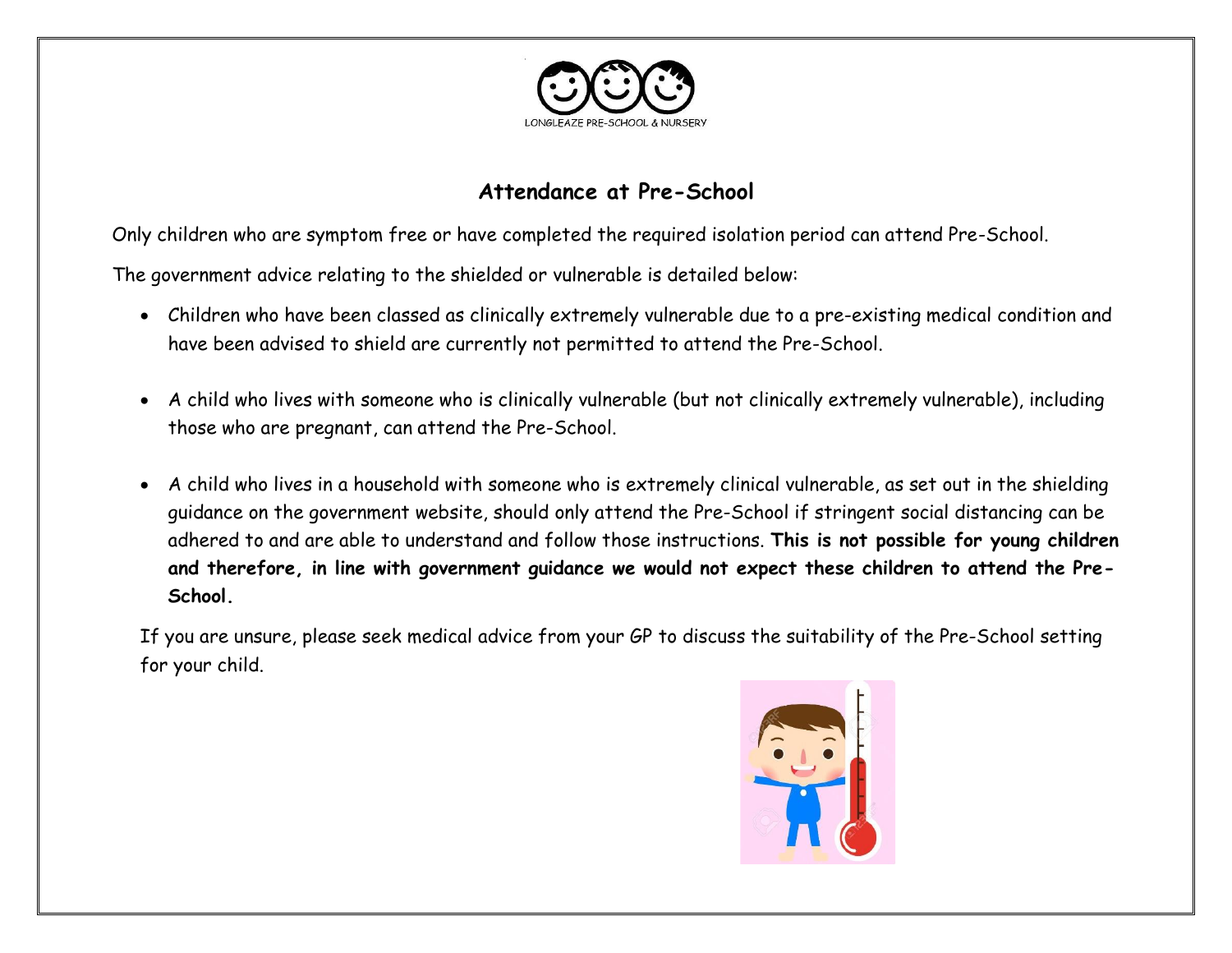LONGLEAZE PRE-SCHOOL & NURSERY

## Attendance at Pre-School

Only children who are symptom free or have completed the required isolation period can attend Pre-School.

The government advice relating to the shielded or vulnerable is detailed below:

- Children who have been classed as clinically extremely vulnerable due to a pre-existing medical condition and have been advised to shield are currently not permitted to attend the Pre-School.
- A child who lives with someone who is clinically vulnerable (but not clinically extremely vulnerable), including those who are pregnant, can attend the Pre-School.
- A child who lives in a household with someone who is extremely clinical vulnerable, as set out in the shielding guidance on the government website, should only attend the Pre-School if stringent social distancing can be adhered to and are able to understand and follow those instructions. **This is not possible for young children and therefore, in line with government guidance we would not expect these children to attend the Pre-School.**

If you are unsure, please seek medical advice from your GP to discuss the suitability of the Pre-School setting for your child.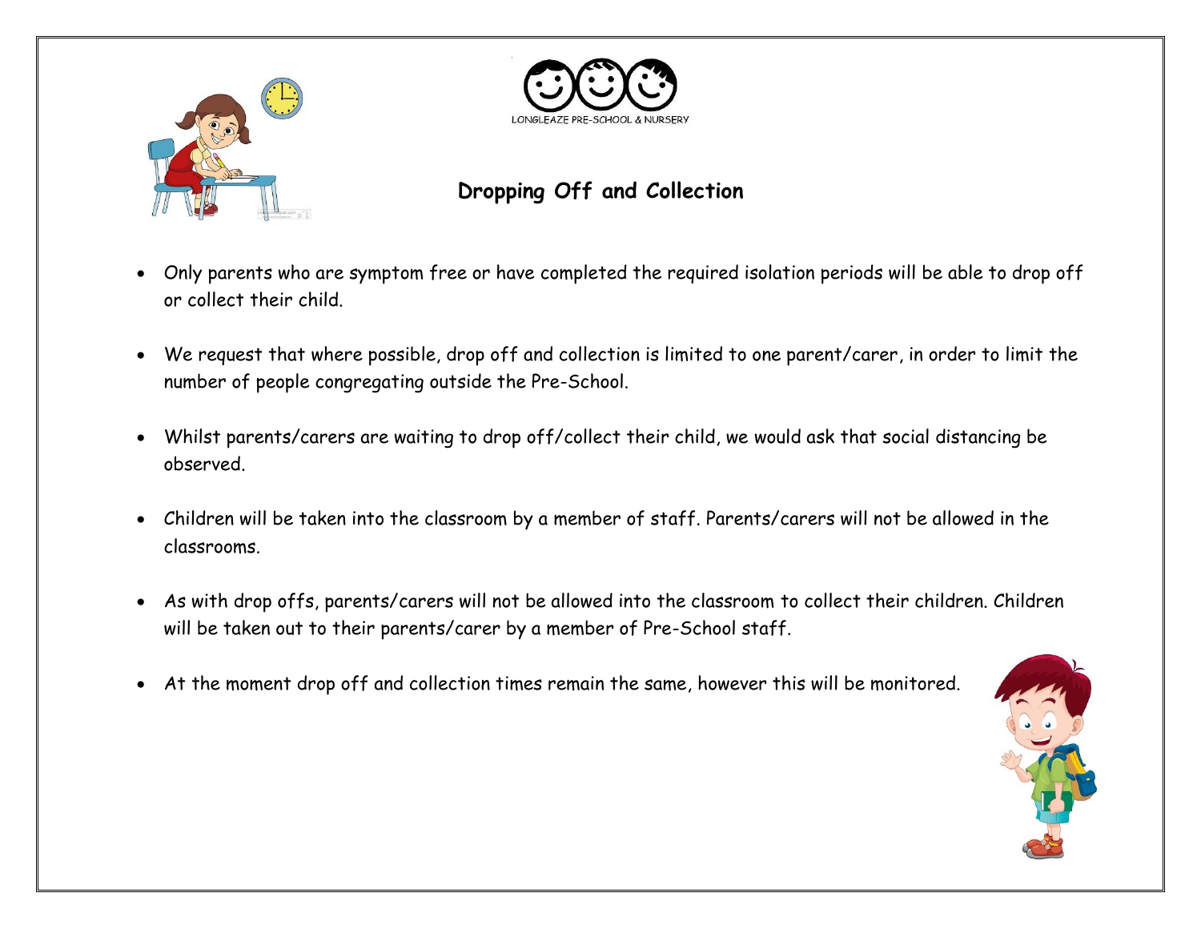LONGLEAZE PRE-SCHOOL & NURSERY

## Dropping Off and Collection

- Only parents who are symptom free or have completed the required isolation periods will be able to drop off or collect their child.
- We request that where possible, drop off and collection is limited to one parent/carer, in order to limit the number of people congregating outside the Pre-School.
- Whilst parents/carers are waiting to drop off/collect their child, we would ask that social distancing be observed.
- Children will be taken into the classroom by a member of staff. Parents/carers will not be allowed in the classrooms.
- As with drop offs, parents/carers will not be allowed into the classroom to collect their children. Children will be taken out to their parents/carer by a member of Pre-School staff.
- At the moment drop off and collection times remain the same, however this will be monitored.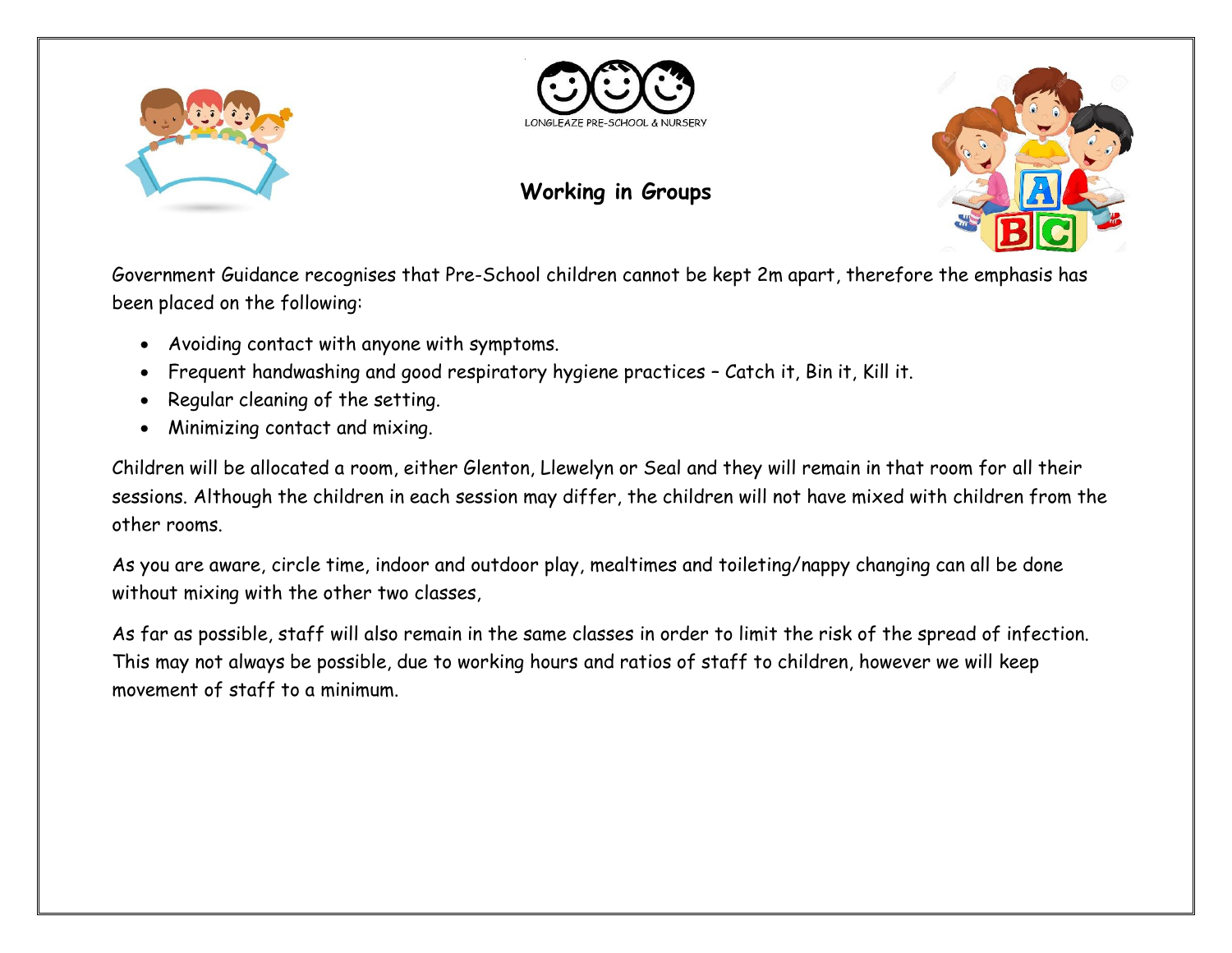LONGLEAZE PRE-SCHOOL & NURSERY

# Working in Groups

Government Guidance recognises that Pre-School children cannot be kept 2m apart, therefore the emphasis has been placed on the following:

- Avoiding contact with anyone with symptoms.
- Frequent handwashing and good respiratory hygiene practices – Catch it, Bin it, Kill it.
- Regular cleaning of the setting.
- Minimizing contact and mixing.

Children will be allocated a room, either Glenton, Llewelyn or Seal and they will remain in that room for all their sessions. Although the children in each session may differ, the children will not have mixed with children from the other rooms.

As you are aware, circle time, indoor and outdoor play, mealtimes and toileting/nappy changing can all be done without mixing with the other two classes,

As far as possible, staff will also remain in the same classes in order to limit the risk of the spread of infection. This may not always be possible, due to working hours and ratios of staff to children, however we will keep movement of staff to a minimum.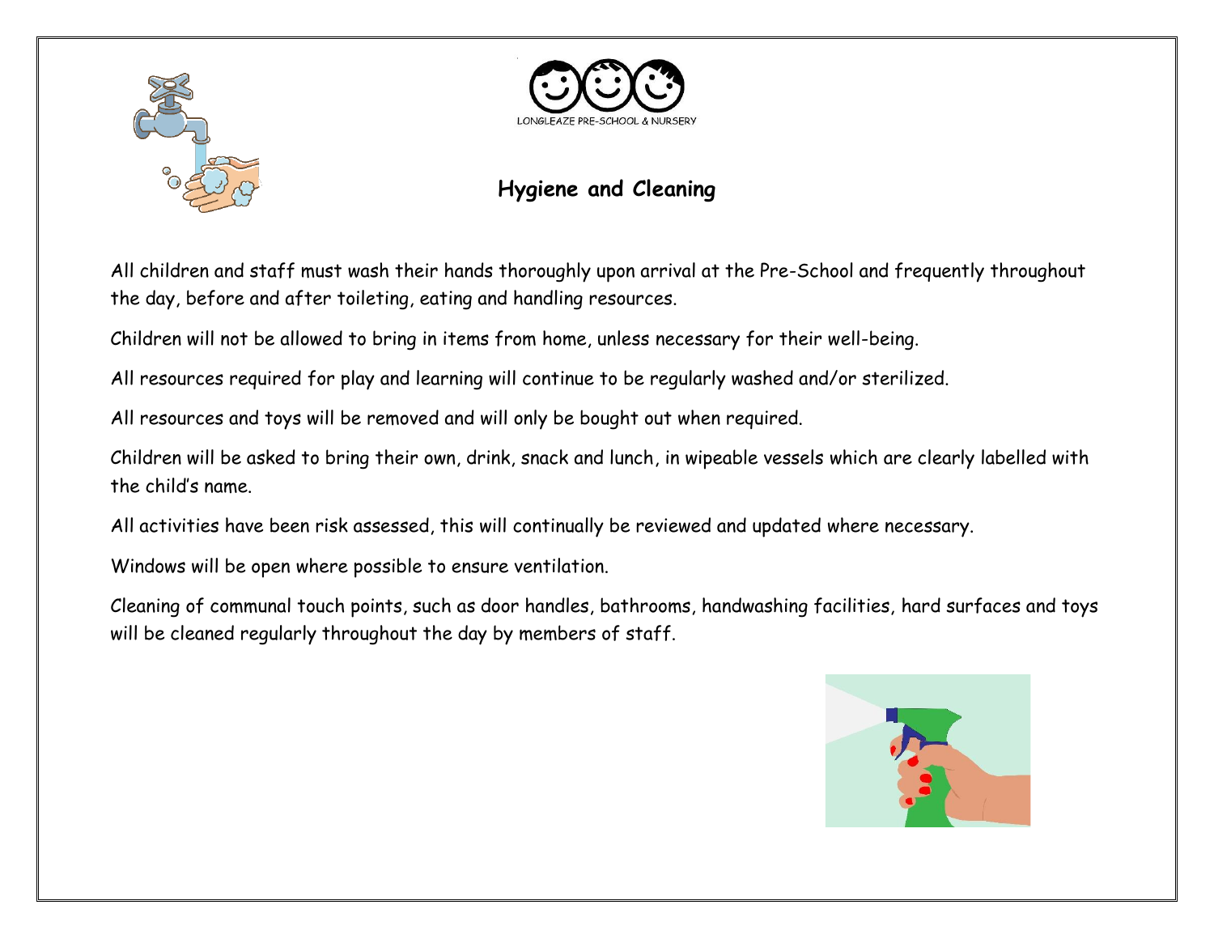LONGLEAZE PRE-SCHOOL & NURSERY

## Hygiene and Cleaning

All children and staff must wash their hands thoroughly upon arrival at the Pre-School and frequently throughout the day, before and after toileting, eating and handling resources.

Children will not be allowed to bring in items from home, unless necessary for their well-being.

All resources required for play and learning will continue to be regularly washed and/or sterilized.

All resources and toys will be removed and will only be bought out when required.

Children will be asked to bring their own, drink, snack and lunch, in wipeable vessels which are clearly labelled with the child's name.

All activities have been risk assessed, this will continually be reviewed and updated where necessary.

Windows will be open where possible to ensure ventilation.

Cleaning of communal touch points, such as door handles, bathrooms, handwashing facilities, hard surfaces and toys will be cleaned regularly throughout the day by members of staff.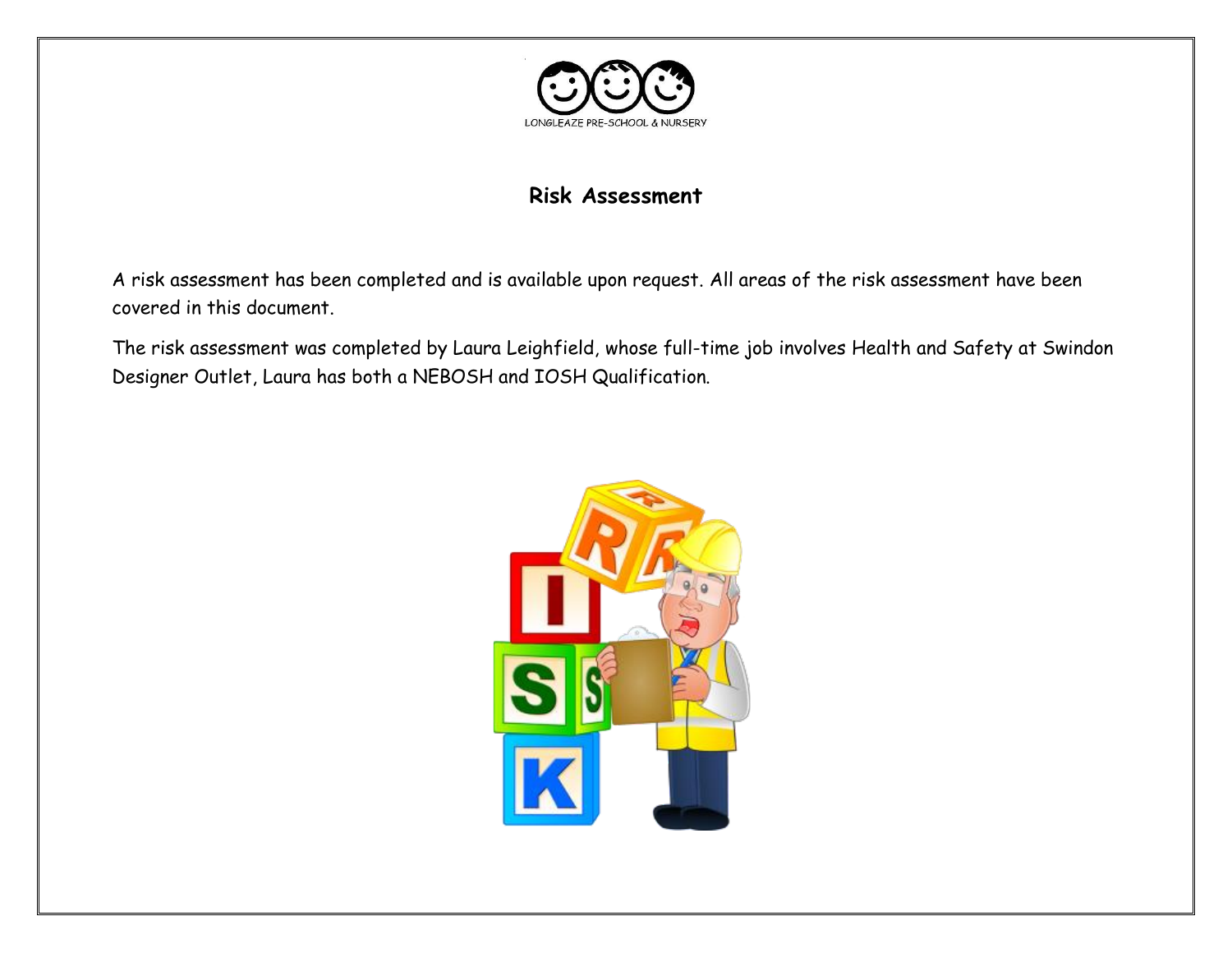LONGLEAZE PRE-SCHOOL & NURSERY

## Risk Assessment

A risk assessment has been completed and is available upon request. All areas of the risk assessment have been covered in this document.

The risk assessment was completed by Laura Leighfield, whose full-time job involves Health and Safety at Swindon Designer Outlet, Laura has both a NEBOSH and IOSH Qualification.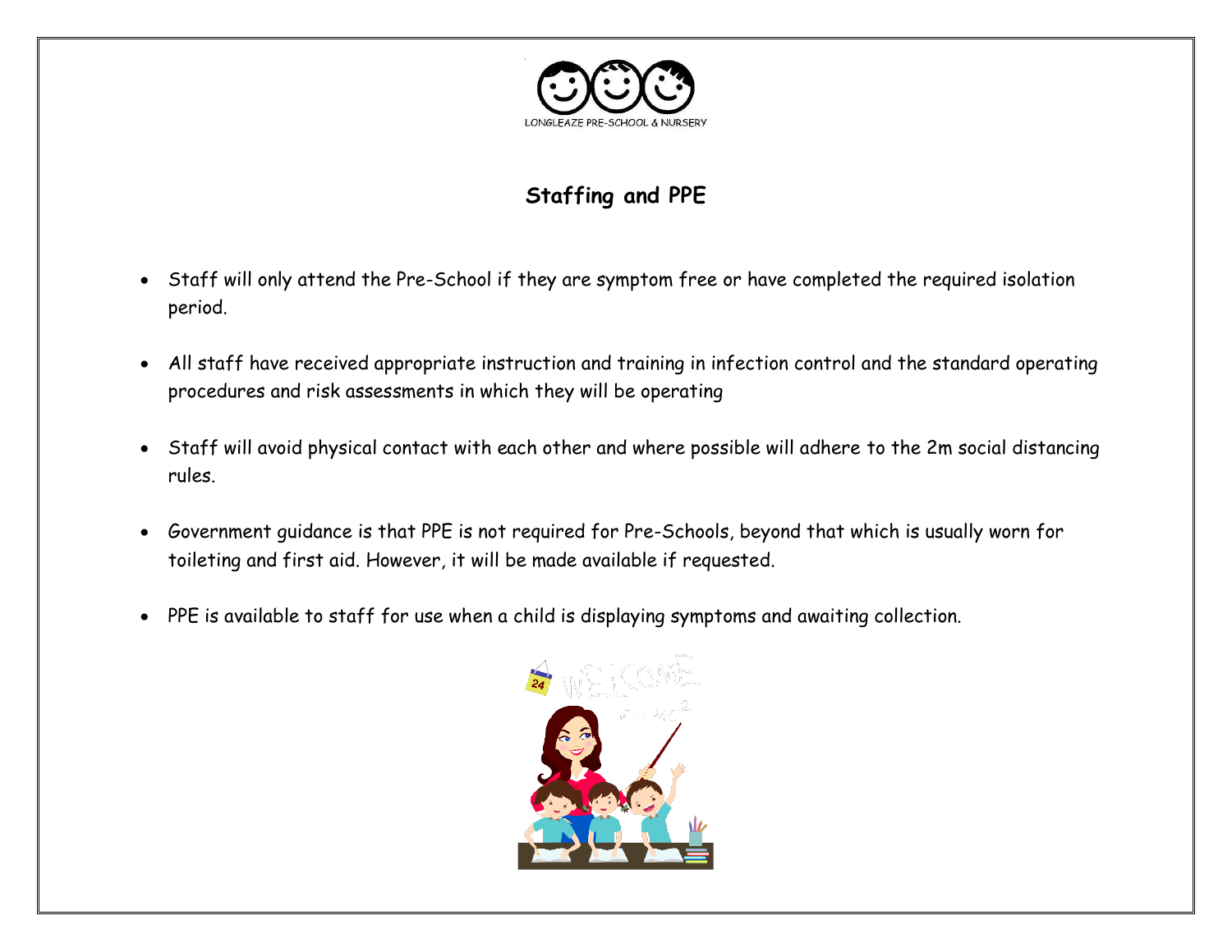## Staffing and PPE

- Staff will only attend the Pre-School if they are symptom free or have completed the required isolation period.
- All staff have received appropriate instruction and training in infection control and the standard operating procedures and risk assessments in which they will be operating
- Staff will avoid physical contact with each other and where possible will adhere to the 2m social distancing rules.
- Government guidance is that PPE is not required for Pre-Schools, beyond that which is usually worn for toileting and first aid. However, it will be made available if requested.
- PPE is available to staff for use when a child is displaying symptoms and awaiting collection.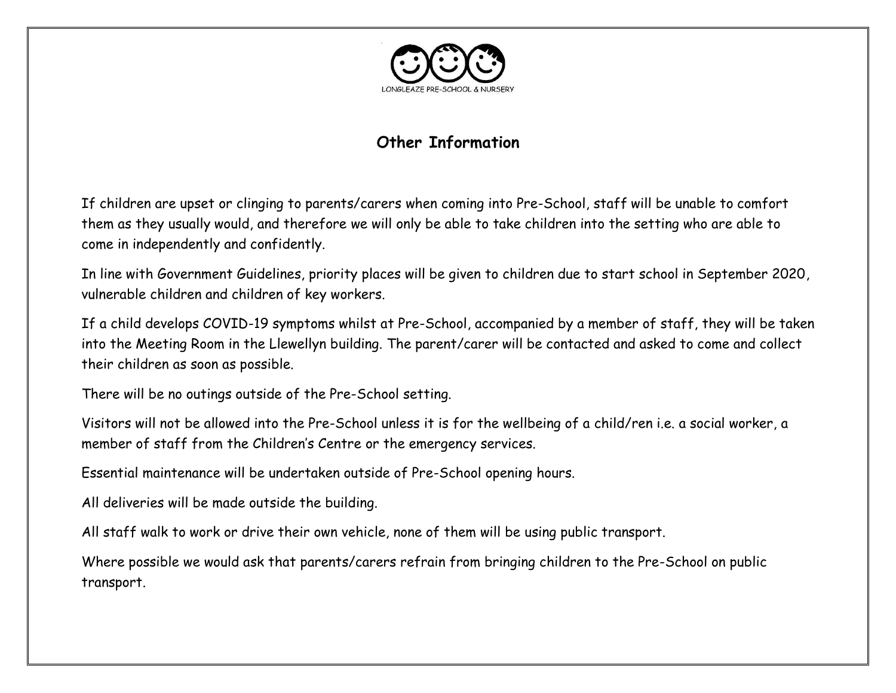LONGLEAZE PRE-SCHOOL & NURSERY

## Other Information

If children are upset or clinging to parents/carers when coming into Pre-School, staff will be unable to comfort them as they usually would, and therefore we will only be able to take children into the setting who are able to come in independently and confidently.

In line with Government Guidelines, priority places will be given to children due to start school in September 2020, vulnerable children and children of key workers.

If a child develops COVID-19 symptoms whilst at Pre-School, accompanied by a member of staff, they will be taken into the Meeting Room in the Llewellyn building. The parent/carer will be contacted and asked to come and collect their children as soon as possible.

There will be no outings outside of the Pre-School setting.

Visitors will not be allowed into the Pre-School unless it is for the wellbeing of a child/ren i.e. a social worker, a member of staff from the Children's Centre or the emergency services.

Essential maintenance will be undertaken outside of Pre-School opening hours.

All deliveries will be made outside the building.

All staff walk to work or drive their own vehicle, none of them will be using public transport.

Where possible we would ask that parents/carers refrain from bringing children to the Pre-School on public transport.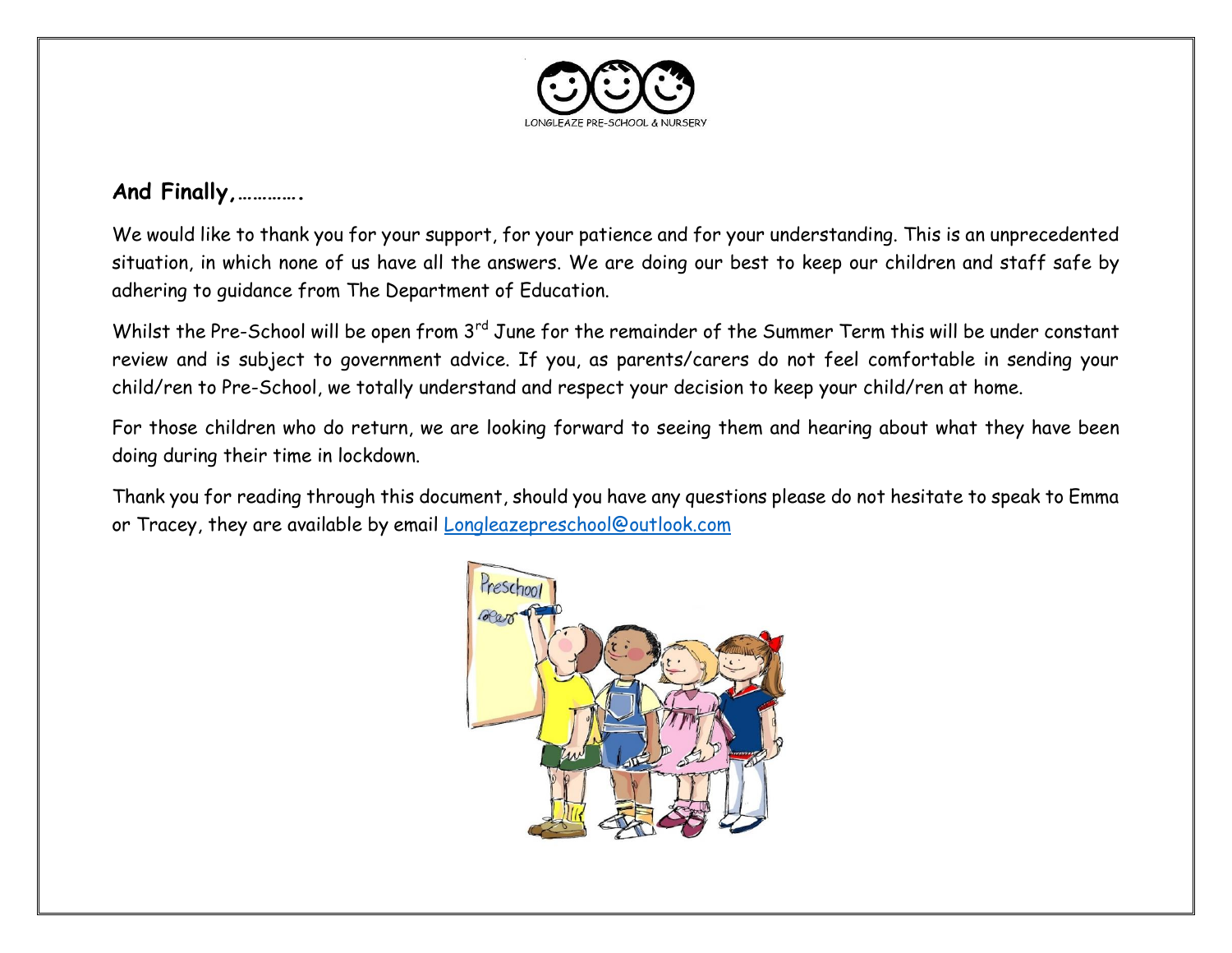## And Finally,………….

We would like to thank you for your support, for your patience and for your understanding. This is an unprecedented situation, in which none of us have all the answers. We are doing our best to keep our children and staff safe by adhering to guidance from The Department of Education.

Whilst the Pre-School will be open from 3rd June for the remainder of the Summer Term this will be under constant review and is subject to government advice. If you, as parents/carers do not feel comfortable in sending your child/ren to Pre-School, we totally understand and respect your decision to keep your child/ren at home.

For those children who do return, we are looking forward to seeing them and hearing about what they have been doing during their time in lockdown.

Thank you for reading through this document, should you have any questions please do not hesitate to speak to Emma or Tracey, they are available by email Longleazepreschool@outlook.com